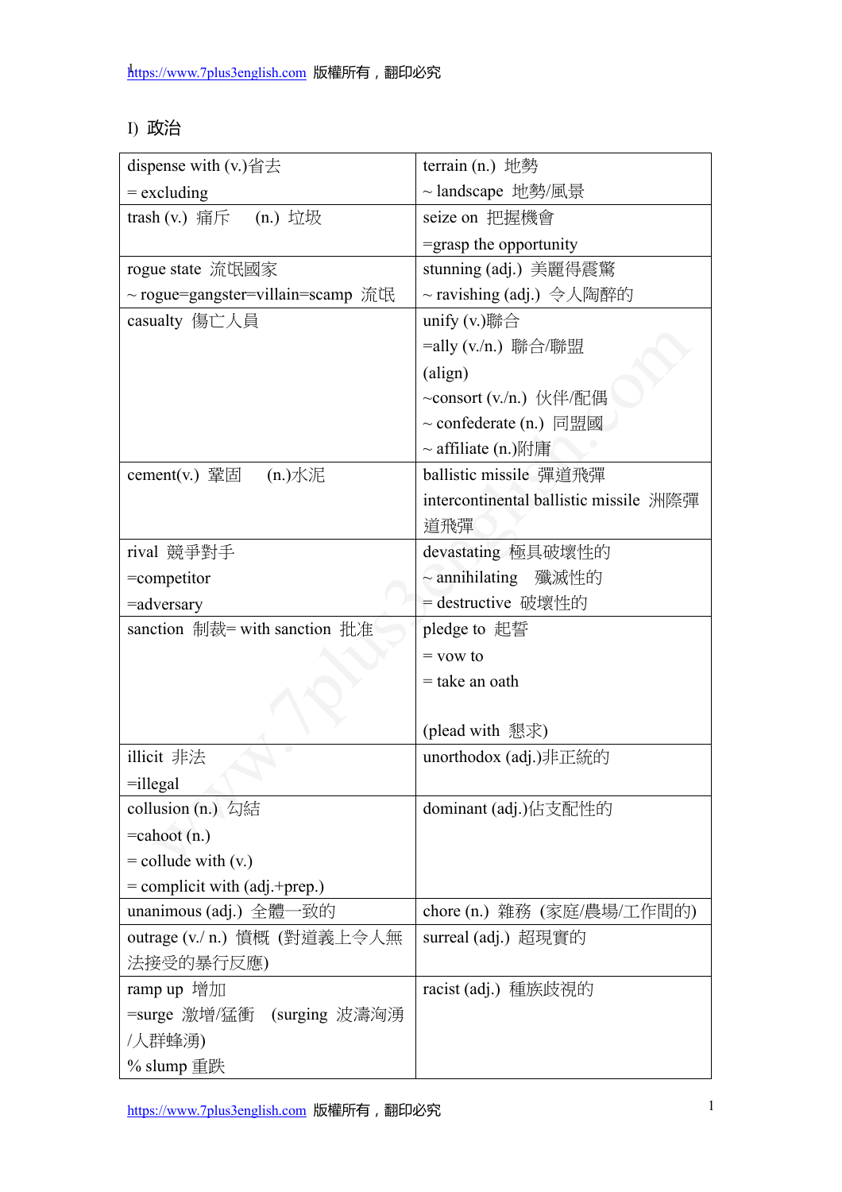I) 政治

| | |
|---|---|
| dispense with (v.)省去<br>= excluding | terrain (n.) 地勢<br>~ landscape 地勢/風景 |
| trash (v.) 痛斥 (n.) 垃圾 | seize on 把握機會<br>=grasp the opportunity |
| rogue state 流氓國家<br>~ rogue=gangster=villain=scamp 流氓 | stunning (adj.) 美麗得震驚<br>~ ravishing (adj.) 令人陶醉的 |
| casualty 傷亡人員 | unify (v.)聯合<br>=ally (v./n.) 聯合/聯盟<br>(align)<br>~consort (v./n.) 伙伴/配偶<br>~ confederate (n.) 同盟國<br>~ affiliate (n.)附庸 |
| cement(v.) 鞏固 (n.)水泥 | ballistic missile 彈道飛彈<br>intercontinental ballistic missile 洲際彈道飛彈 |
| rival 競爭對手<br>=competitor<br>=adversary | devastating 極具破壞性的<br>~ annihilating 殲滅性的<br>= destructive 破壞性的 |
| sanction 制裁= with sanction 批准 | pledge to 起誓<br>= vow to<br>= take an oath<br><br>(plead with 懇求) |
| illicit 非法<br>=illegal | unorthodox (adj.)非正統的 |
| collusion (n.) 勾結<br>=cahoot (n.)<br>= collude with (v.)<br>= complicit with (adj.+prep.) | dominant (adj.)佔支配性的 |
| unanimous (adj.) 全體一致的 | chore (n.) 雜務 (家庭/農場/工作間的) |
| outrage (v./ n.) 憤慨 (對道義上令人無法接受的暴行反應) | surreal (adj.) 超現實的 |
| ramp up 增加<br>=surge 激增/猛衝 (surging 波濤洶湧/人群蜂湧)<br>% slump 重跌 | racist (adj.) 種族歧視的 |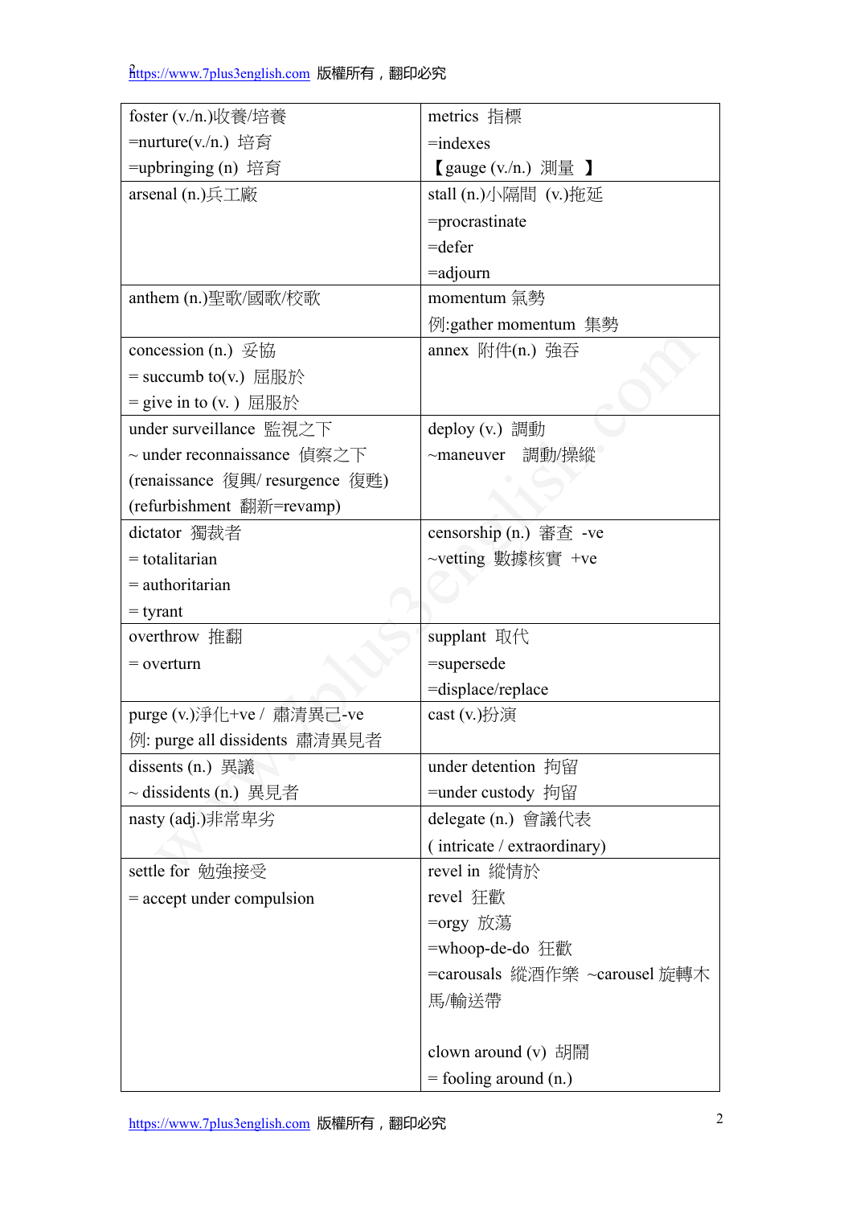| | |
|---|---|
| foster (v./n.)收養/培養<br>=nurture(v./n.) 培育<br>=upbringing (n) 培育 | metrics 指標<br>=indexes<br>【gauge (v./n.) 測量 】 |
| arsenal (n.)兵工廠 | stall (n.)小隔間 (v.)拖延<br>=procrastinate<br>=defer<br>=adjourn |
| anthem (n.)聖歌/國歌/校歌 | momentum 氣勢<br>例:gather momentum 集勢 |
| concession (n.) 妥協<br>= succumb to(v.) 屈服於<br>= give in to (v. ) 屈服於 | annex 附件(n.) 強吞 |
| under surveillance 監視之下<br>~ under reconnaissance 偵察之下<br>(renaissance 復興/ resurgence 復甦)<br>(refurbishment 翻新=revamp) | deploy (v.) 調動<br>~maneuver 調動/操縱 |
| dictator 獨裁者<br>= totalitarian<br>= authoritarian<br>= tyrant | censorship (n.) 審查 -ve<br>~vetting 數據核實 +ve |
| overthrow 推翻<br>= overturn | supplant 取代<br>=supersede<br>=displace/replace |
| purge (v.)淨化+ve / 肅清異己-ve<br>例: purge all dissidents 肅清異見者 | cast (v.)扮演 |
| dissents (n.) 異議<br>~ dissidents (n.) 異見者 | under detention 拘留<br>=under custody 拘留 |
| nasty (adj.)非常卑劣 | delegate (n.) 會議代表<br>( intricate / extraordinary) |
| settle for 勉強接受<br>= accept under compulsion | revel in 縱情於<br>revel 狂歡<br>=orgy 放蕩<br>=whoop-de-do 狂歡<br>=carousals 縱酒作樂 ~carousel 旋轉木馬/輸送帶<br><br>clown around (v) 胡鬧<br>= fooling around (n.) |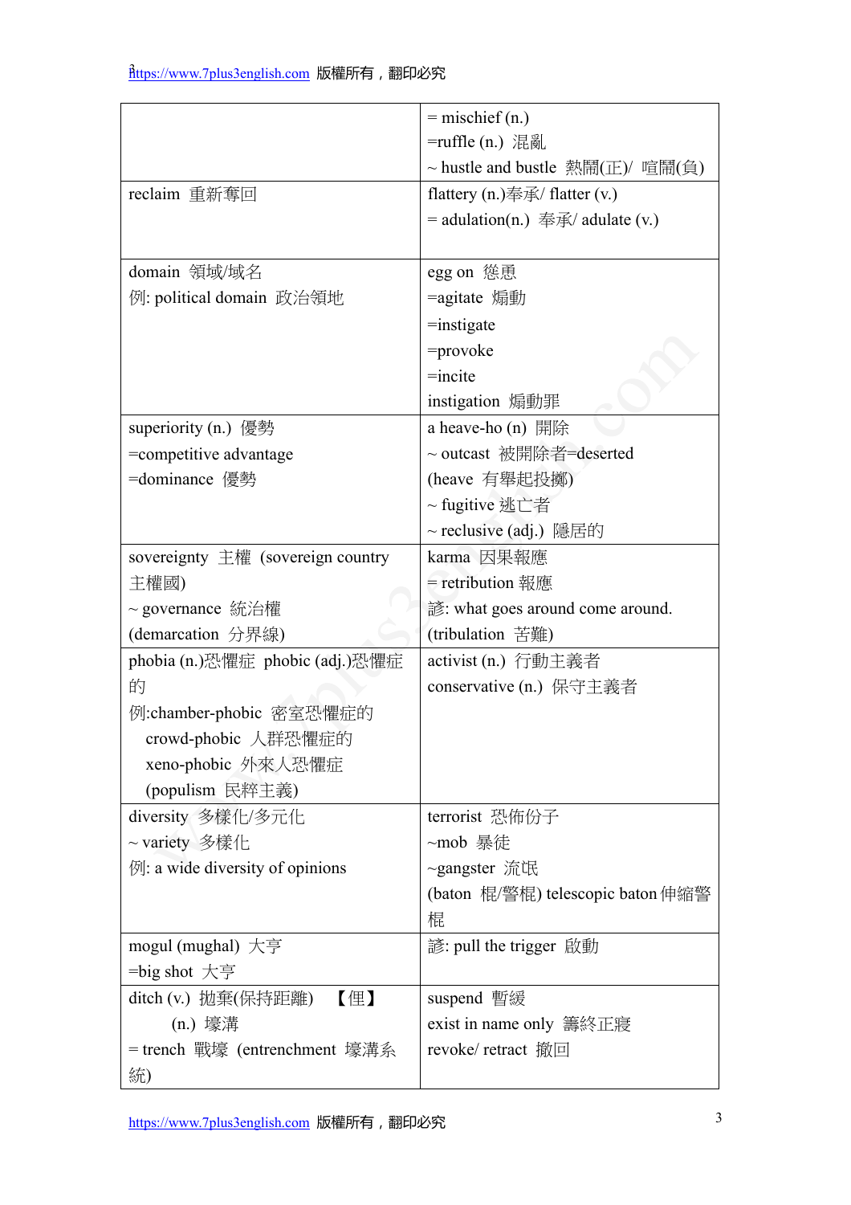| | |
|---|---|
| | = mischief (n.)<br>=ruffle (n.) 混亂<br>~ hustle and bustle 熱鬧(正)/ 喧鬧(負) |
| reclaim 重新奪回 | flattery (n.)奉承/ flatter (v.)<br>= adulation(n.) 奉承/ adulate (v.) |
| domain 領域/域名<br>例: political domain 政治領地 | egg on 慫恿<br>=agitate 煽動<br>=instigate<br>=provoke<br>=incite<br>instigation 煽動罪 |
| superiority (n.) 優勢<br>=competitive advantage<br>=dominance 優勢 | a heave-ho (n) 開除<br>~ outcast 被開除者=deserted<br>(heave 有舉起投擲)<br>~ fugitive 逃亡者<br>~ reclusive (adj.) 隱居的 |
| sovereignty 主權 (sovereign country 主權國)<br>~ governance 統治權<br>(demarcation 分界線) | karma 因果報應<br>= retribution 報應<br>諺: what goes around come around.<br>(tribulation 苦難) |
| phobia (n.)恐懼症 phobic (adj.)恐懼症的<br>例:chamber-phobic 密室恐懼症的<br>crowd-phobic 人群恐懼症的<br>xeno-phobic 外來人恐懼症<br>(populism 民粹主義) | activist (n.) 行動主義者<br>conservative (n.) 保守主義者 |
| diversity 多樣化/多元化<br>~ variety 多樣化<br>例: a wide diversity of opinions | terrorist 恐佈份子<br>~mob 暴徒<br>~gangster 流氓<br>(baton 棍/警棍) telescopic baton 伸縮警棍 |
| mogul (mughal) 大亨<br>=big shot 大亨 | 諺: pull the trigger 啟動 |
| ditch (v.) 拋棄(保持距離) 【俚】<br>(n.) 壕溝<br>= trench 戰壕 (entrenchment 壕溝系統) | suspend 暫緩<br>exist in name only 壽終正寢<br>revoke/ retract 撤回 |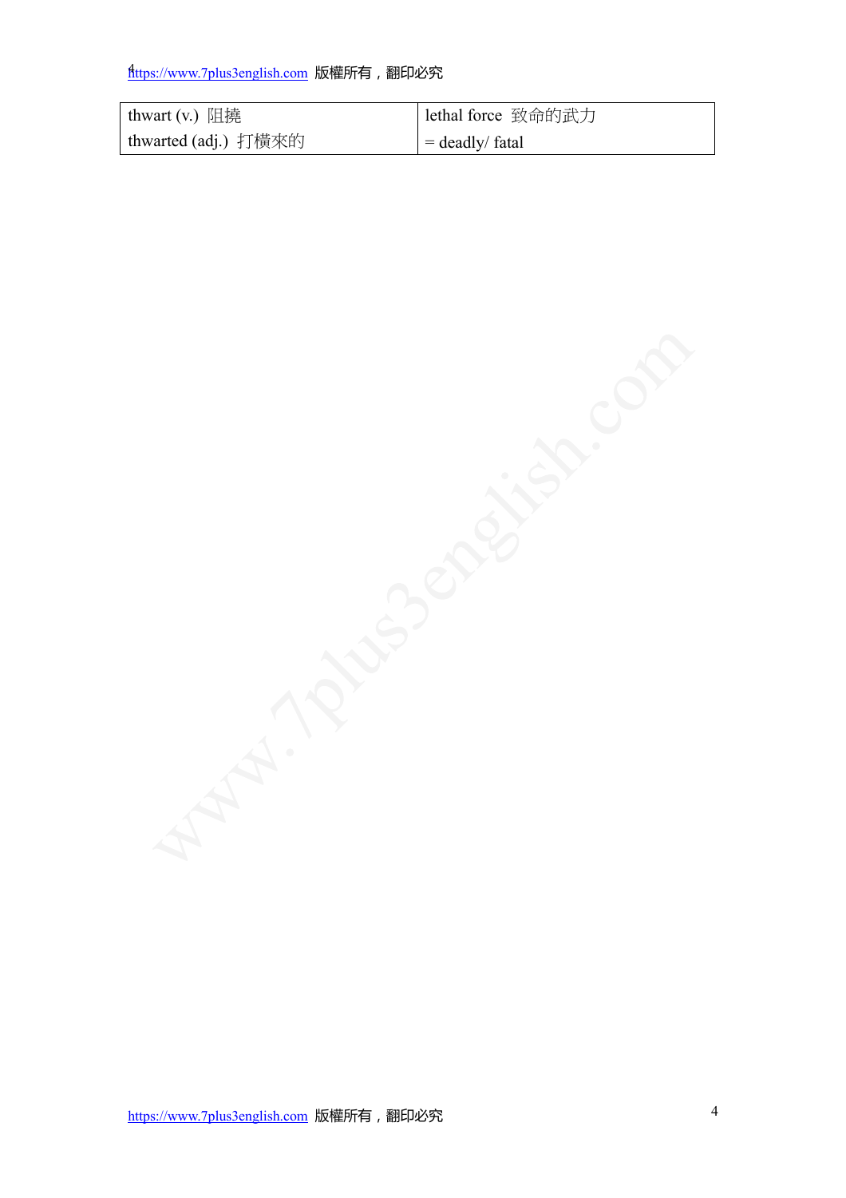| | |
|---|---|
| thwart (v.) 阻撓<br>thwarted (adj.) 打橫來的 | lethal force 致命的武力<br>= deadly/ fatal |